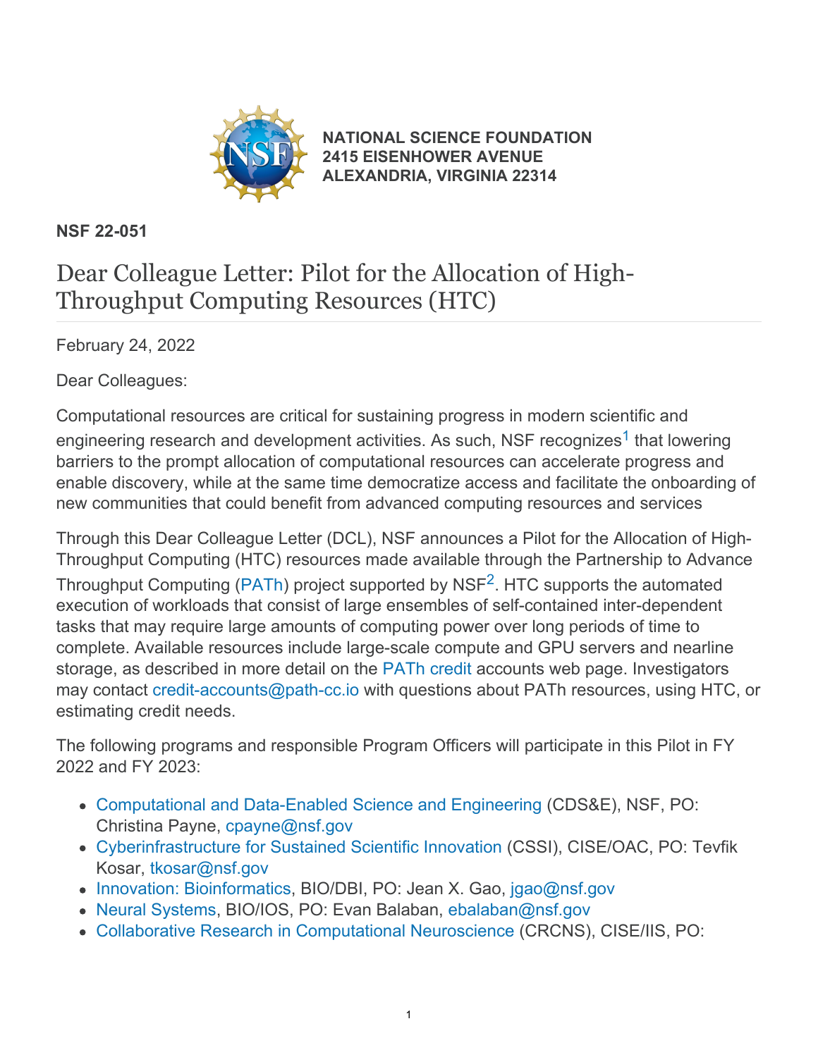**NATIONAL SCIENCE FOUNDATION**
**2415 EISENHOWER AVENUE**
**ALEXANDRIA, VIRGINIA 22314**

**NSF 22-051**

# Dear Colleague Letter: Pilot for the Allocation of High-Throughput Computing Resources (HTC)

February 24, 2022

Dear Colleagues:

Computational resources are critical for sustaining progress in modern scientific and engineering research and development activities. As such, NSF recognizes[1] that lowering barriers to the prompt allocation of computational resources can accelerate progress and enable discovery, while at the same time democratize access and facilitate the onboarding of new communities that could benefit from advanced computing resources and services

Through this Dear Colleague Letter (DCL), NSF announces a Pilot for the Allocation of High-Throughput Computing (HTC) resources made available through the Partnership to Advance Throughput Computing (PATh) project supported by NSF[2]. HTC supports the automated execution of workloads that consist of large ensembles of self-contained inter-dependent tasks that may require large amounts of computing power over long periods of time to complete. Available resources include large-scale compute and GPU servers and nearline storage, as described in more detail on the PATh credit accounts web page. Investigators may contact credit-accounts@path-cc.io with questions about PATh resources, using HTC, or estimating credit needs.

The following programs and responsible Program Officers will participate in this Pilot in FY 2022 and FY 2023:

- Computational and Data-Enabled Science and Engineering (CDS&E), NSF, PO: Christina Payne, cpayne@nsf.gov
- Cyberinfrastructure for Sustained Scientific Innovation (CSSI), CISE/OAC, PO: Tevfik Kosar, tkosar@nsf.gov
- Innovation: Bioinformatics, BIO/DBI, PO: Jean X. Gao, jgao@nsf.gov
- Neural Systems, BIO/IOS, PO: Evan Balaban, ebalaban@nsf.gov
- Collaborative Research in Computational Neuroscience (CRCNS), CISE/IIS, PO: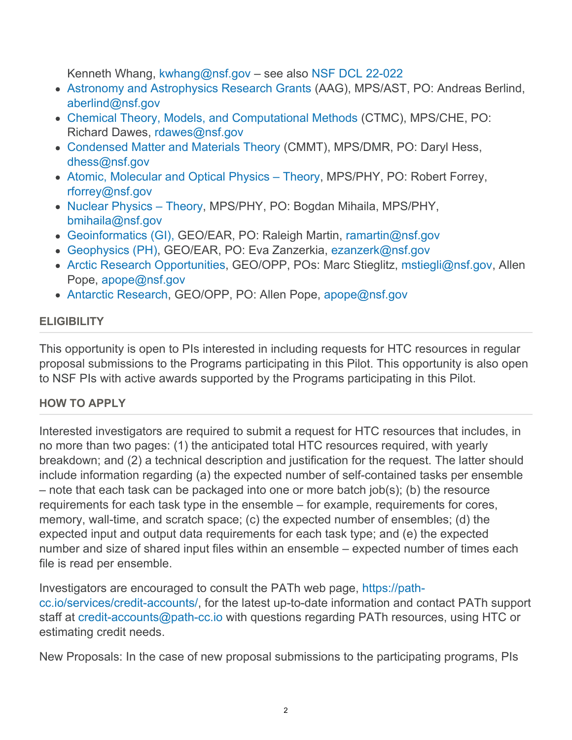Kenneth Whang, kwhang@nsf.gov – see also NSF DCL 22-022

- Astronomy and Astrophysics Research Grants (AAG), MPS/AST, PO: Andreas Berlind, aberlind@nsf.gov
- Chemical Theory, Models, and Computational Methods (CTMC), MPS/CHE, PO: Richard Dawes, rdawes@nsf.gov
- Condensed Matter and Materials Theory (CMMT), MPS/DMR, PO: Daryl Hess, dhess@nsf.gov
- Atomic, Molecular and Optical Physics – Theory, MPS/PHY, PO: Robert Forrey, rforrey@nsf.gov
- Nuclear Physics – Theory, MPS/PHY, PO: Bogdan Mihaila, MPS/PHY, bmihaila@nsf.gov
- Geoinformatics (GI), GEO/EAR, PO: Raleigh Martin, ramartin@nsf.gov
- Geophysics (PH), GEO/EAR, PO: Eva Zanzerkia, ezanzerk@nsf.gov
- Arctic Research Opportunities, GEO/OPP, POs: Marc Stieglitz, mstiegli@nsf.gov, Allen Pope, apope@nsf.gov
- Antarctic Research, GEO/OPP, PO: Allen Pope, apope@nsf.gov

## ELIGIBILITY

This opportunity is open to PIs interested in including requests for HTC resources in regular proposal submissions to the Programs participating in this Pilot. This opportunity is also open to NSF PIs with active awards supported by the Programs participating in this Pilot.

## HOW TO APPLY

Interested investigators are required to submit a request for HTC resources that includes, in no more than two pages: (1) the anticipated total HTC resources required, with yearly breakdown; and (2) a technical description and justification for the request. The latter should include information regarding (a) the expected number of self-contained tasks per ensemble – note that each task can be packaged into one or more batch job(s); (b) the resource requirements for each task type in the ensemble – for example, requirements for cores, memory, wall-time, and scratch space; (c) the expected number of ensembles; (d) the expected input and output data requirements for each task type; and (e) the expected number and size of shared input files within an ensemble – expected number of times each file is read per ensemble.

Investigators are encouraged to consult the PATh web page, https://path-cc.io/services/credit-accounts/, for the latest up-to-date information and contact PATh support staff at credit-accounts@path-cc.io with questions regarding PATh resources, using HTC or estimating credit needs.

New Proposals: In the case of new proposal submissions to the participating programs, PIs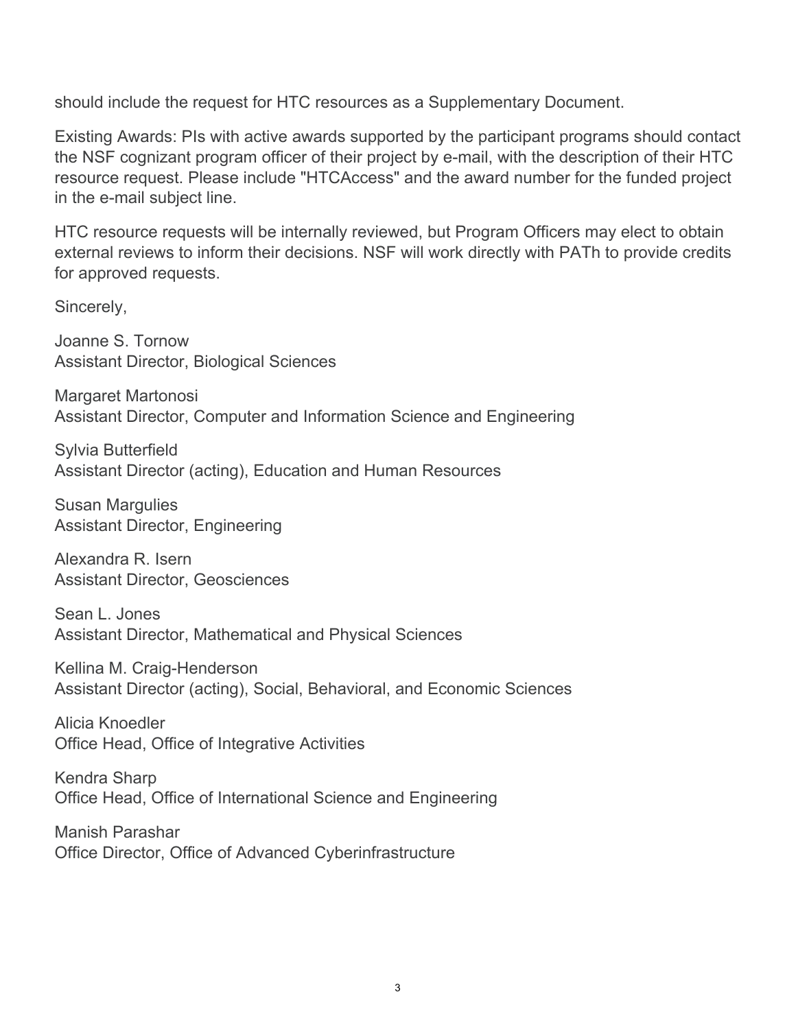should include the request for HTC resources as a Supplementary Document.

Existing Awards: PIs with active awards supported by the participant programs should contact the NSF cognizant program officer of their project by e-mail, with the description of their HTC resource request. Please include "HTCAccess" and the award number for the funded project in the e-mail subject line.

HTC resource requests will be internally reviewed, but Program Officers may elect to obtain external reviews to inform their decisions. NSF will work directly with PATh to provide credits for approved requests.

Sincerely,

Joanne S. Tornow
Assistant Director, Biological Sciences

Margaret Martonosi
Assistant Director, Computer and Information Science and Engineering

Sylvia Butterfield
Assistant Director (acting), Education and Human Resources

Susan Margulies
Assistant Director, Engineering

Alexandra R. Isern
Assistant Director, Geosciences

Sean L. Jones
Assistant Director, Mathematical and Physical Sciences

Kellina M. Craig-Henderson
Assistant Director (acting), Social, Behavioral, and Economic Sciences

Alicia Knoedler
Office Head, Office of Integrative Activities

Kendra Sharp
Office Head, Office of International Science and Engineering

Manish Parashar
Office Director, Office of Advanced Cyberinfrastructure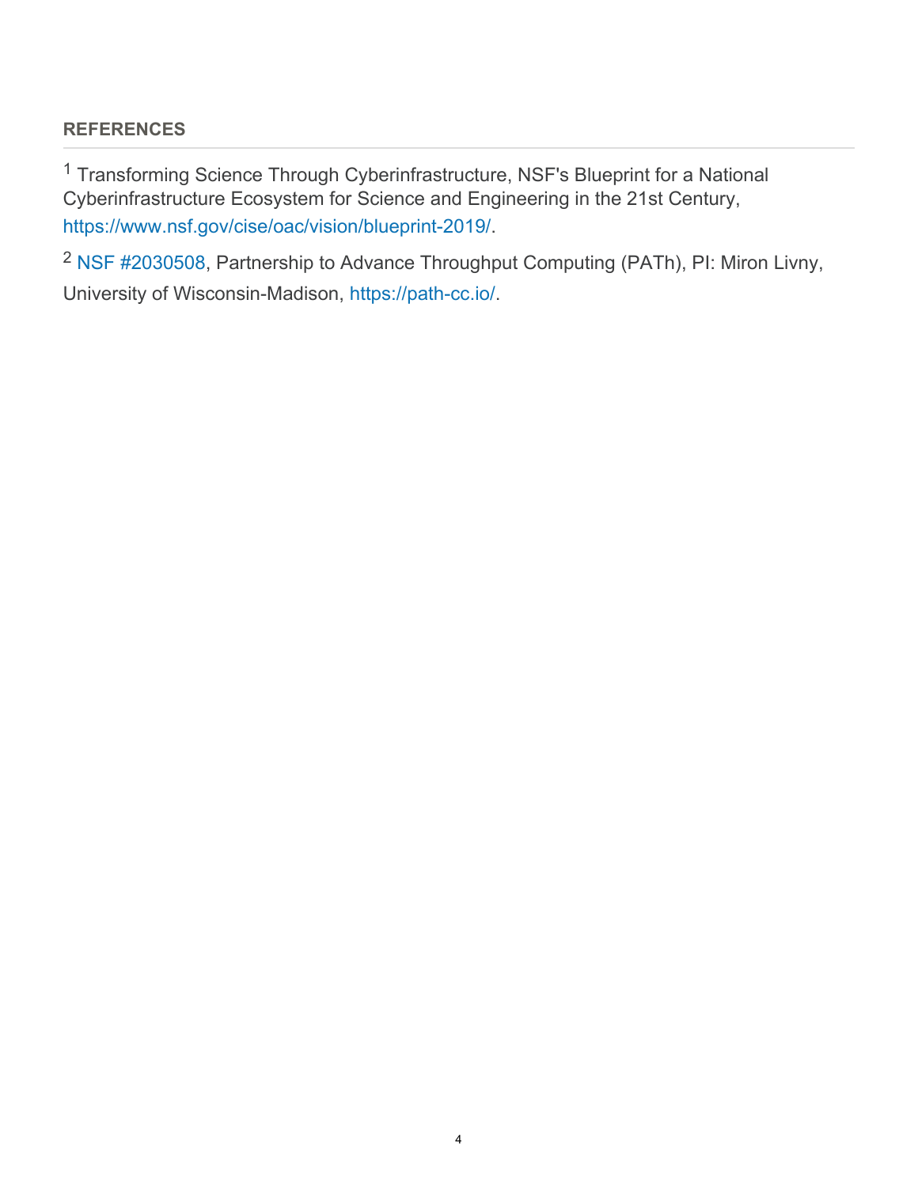## REFERENCES

[1] Transforming Science Through Cyberinfrastructure, NSF's Blueprint for a National Cyberinfrastructure Ecosystem for Science and Engineering in the 21st Century, https://www.nsf.gov/cise/oac/vision/blueprint-2019/.

[2] NSF #2030508, Partnership to Advance Throughput Computing (PATh), PI: Miron Livny, University of Wisconsin-Madison, https://path-cc.io/.